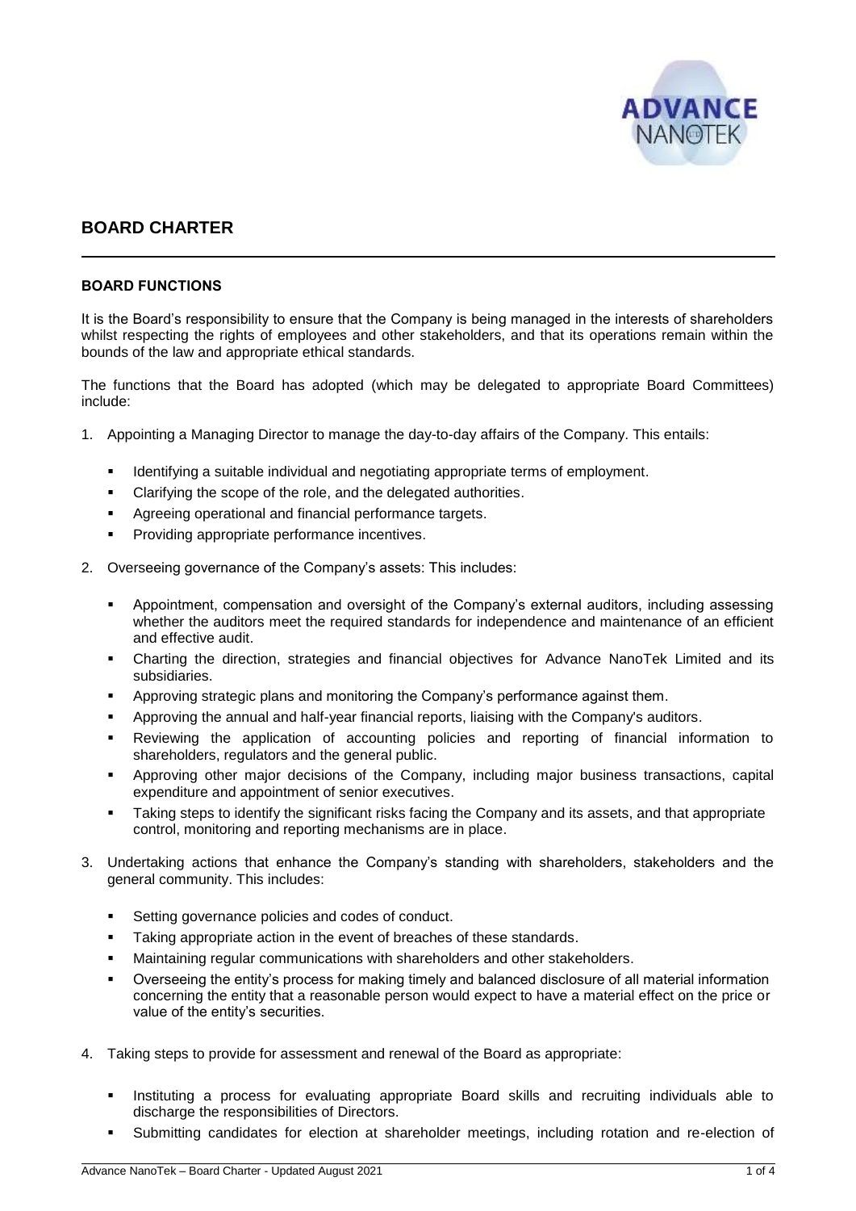# BOARD CHARTER

## BOARD FUNCTIONS

It is the Board's responsibility to ensure that the Company is being managed in the interests of shareholders whilst respecting the rights of employees and other stakeholders, and that its operations remain within the bounds of the law and appropriate ethical standards.

The functions that the Board has adopted (which may be delegated to appropriate Board Committees) include:

1. Appointing a Managing Director to manage the day-to-day affairs of the Company. This entails:
   - Identifying a suitable individual and negotiating appropriate terms of employment.
   - Clarifying the scope of the role, and the delegated authorities.
   - Agreeing operational and financial performance targets.
   - Providing appropriate performance incentives.
2. Overseeing governance of the Company's assets: This includes:
   - Appointment, compensation and oversight of the Company's external auditors, including assessing whether the auditors meet the required standards for independence and maintenance of an efficient and effective audit.
   - Charting the direction, strategies and financial objectives for Advance NanoTek Limited and its subsidiaries.
   - Approving strategic plans and monitoring the Company's performance against them.
   - Approving the annual and half-year financial reports, liaising with the Company's auditors.
   - Reviewing the application of accounting policies and reporting of financial information to shareholders, regulators and the general public.
   - Approving other major decisions of the Company, including major business transactions, capital expenditure and appointment of senior executives.
   - Taking steps to identify the significant risks facing the Company and its assets, and that appropriate control, monitoring and reporting mechanisms are in place.
3. Undertaking actions that enhance the Company's standing with shareholders, stakeholders and the general community. This includes:
   - Setting governance policies and codes of conduct.
   - Taking appropriate action in the event of breaches of these standards.
   - Maintaining regular communications with shareholders and other stakeholders.
   - Overseeing the entity's process for making timely and balanced disclosure of all material information concerning the entity that a reasonable person would expect to have a material effect on the price or value of the entity's securities.
4. Taking steps to provide for assessment and renewal of the Board as appropriate:
   - Instituting a process for evaluating appropriate Board skills and recruiting individuals able to discharge the responsibilities of Directors.
   - Submitting candidates for election at shareholder meetings, including rotation and re-election of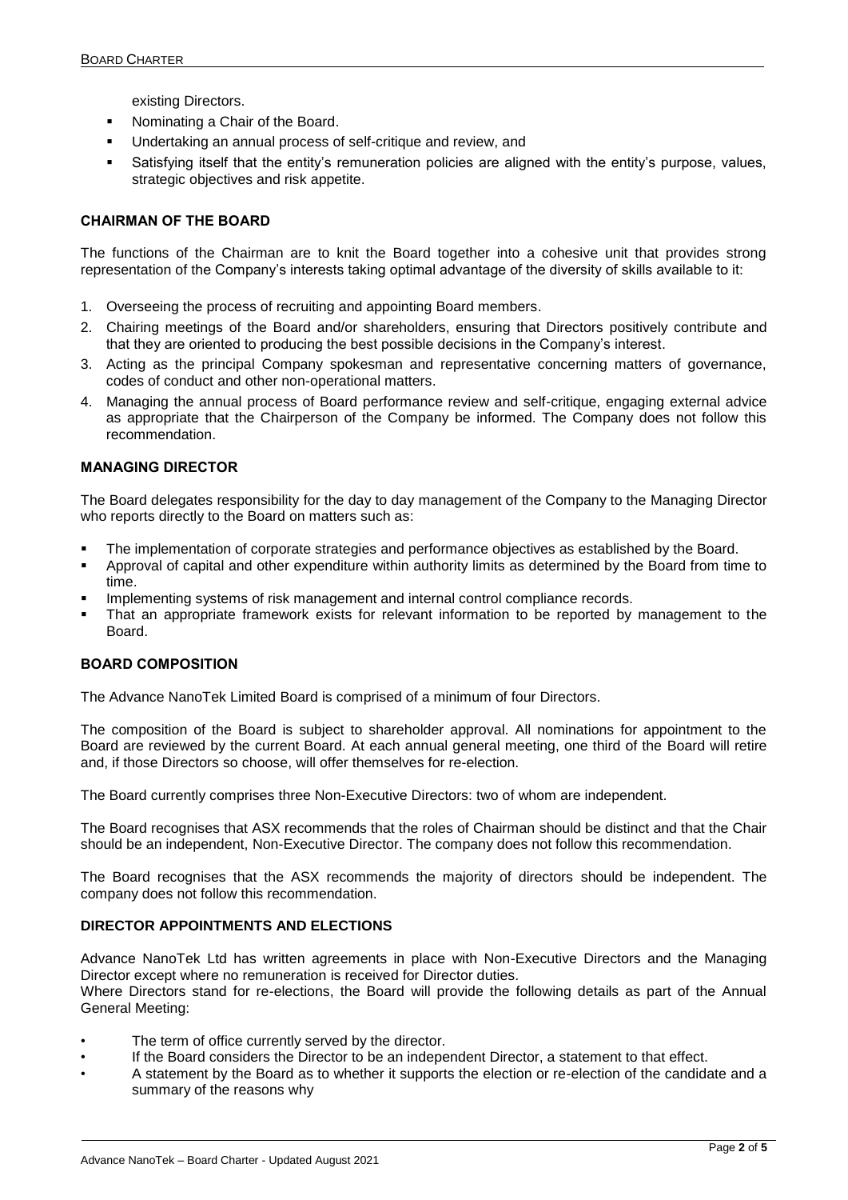existing Directors.

- Nominating a Chair of the Board.
- Undertaking an annual process of self-critique and review, and
- Satisfying itself that the entity's remuneration policies are aligned with the entity's purpose, values, strategic objectives and risk appetite.

## CHAIRMAN OF THE BOARD

The functions of the Chairman are to knit the Board together into a cohesive unit that provides strong representation of the Company's interests taking optimal advantage of the diversity of skills available to it:

1. Overseeing the process of recruiting and appointing Board members.
2. Chairing meetings of the Board and/or shareholders, ensuring that Directors positively contribute and that they are oriented to producing the best possible decisions in the Company's interest.
3. Acting as the principal Company spokesman and representative concerning matters of governance, codes of conduct and other non-operational matters.
4. Managing the annual process of Board performance review and self-critique, engaging external advice as appropriate that the Chairperson of the Company be informed. The Company does not follow this recommendation.

## MANAGING DIRECTOR

The Board delegates responsibility for the day to day management of the Company to the Managing Director who reports directly to the Board on matters such as:

- The implementation of corporate strategies and performance objectives as established by the Board.
- Approval of capital and other expenditure within authority limits as determined by the Board from time to time.
- Implementing systems of risk management and internal control compliance records.
- That an appropriate framework exists for relevant information to be reported by management to the Board.

## BOARD COMPOSITION

The Advance NanoTek Limited Board is comprised of a minimum of four Directors.

The composition of the Board is subject to shareholder approval. All nominations for appointment to the Board are reviewed by the current Board. At each annual general meeting, one third of the Board will retire and, if those Directors so choose, will offer themselves for re-election.

The Board currently comprises three Non-Executive Directors: two of whom are independent.

The Board recognises that ASX recommends that the roles of Chairman should be distinct and that the Chair should be an independent, Non-Executive Director. The company does not follow this recommendation.

The Board recognises that the ASX recommends the majority of directors should be independent. The company does not follow this recommendation.

## DIRECTOR APPOINTMENTS AND ELECTIONS

Advance NanoTek Ltd has written agreements in place with Non-Executive Directors and the Managing Director except where no remuneration is received for Director duties.

Where Directors stand for re-elections, the Board will provide the following details as part of the Annual General Meeting:

- The term of office currently served by the director.
- If the Board considers the Director to be an independent Director, a statement to that effect.
- A statement by the Board as to whether it supports the election or re-election of the candidate and a summary of the reasons why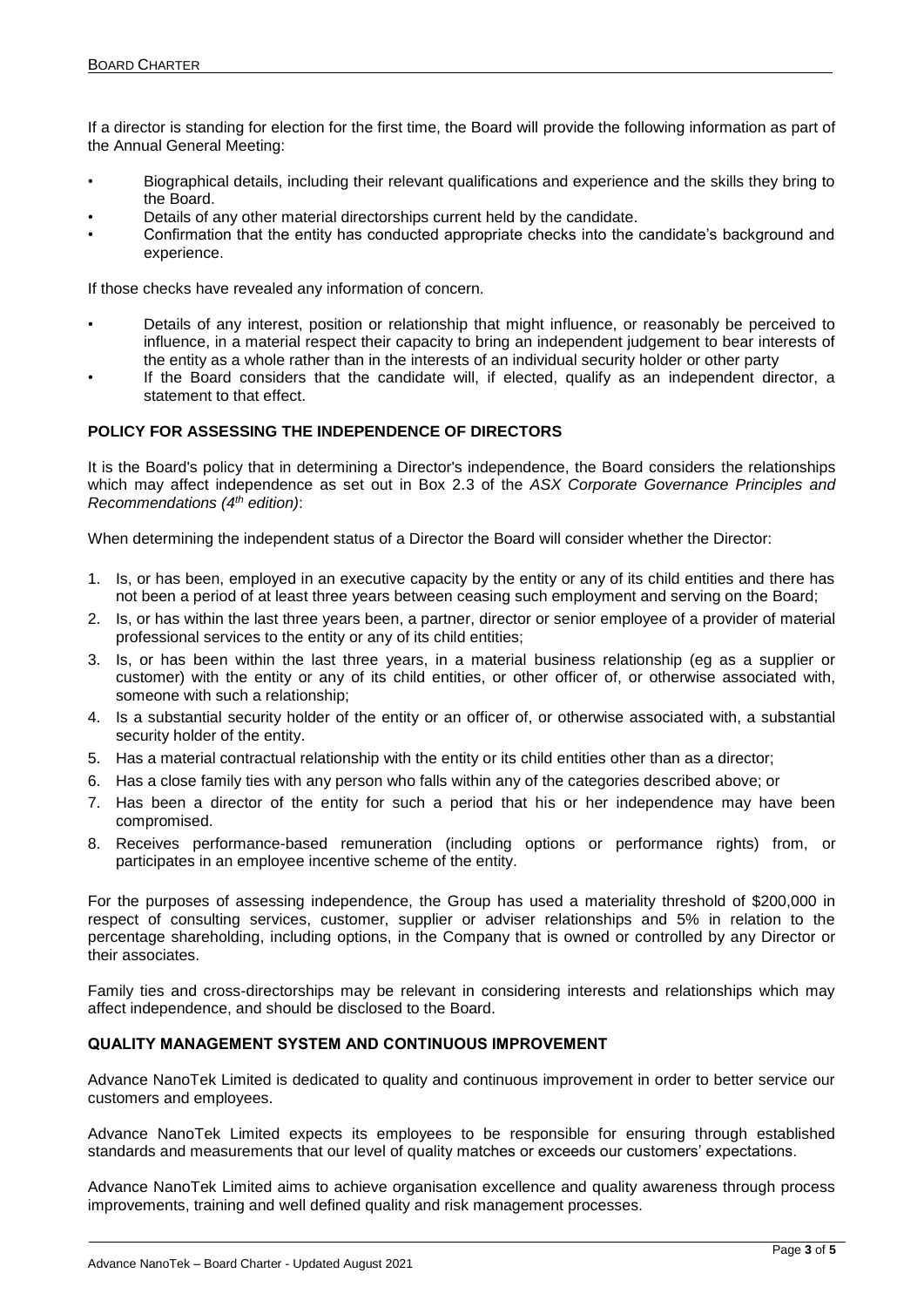If a director is standing for election for the first time, the Board will provide the following information as part of the Annual General Meeting:

- Biographical details, including their relevant qualifications and experience and the skills they bring to the Board.
- Details of any other material directorships current held by the candidate.
- Confirmation that the entity has conducted appropriate checks into the candidate's background and experience.

If those checks have revealed any information of concern.

- Details of any interest, position or relationship that might influence, or reasonably be perceived to influence, in a material respect their capacity to bring an independent judgement to bear interests of the entity as a whole rather than in the interests of an individual security holder or other party
- If the Board considers that the candidate will, if elected, qualify as an independent director, a statement to that effect.

## POLICY FOR ASSESSING THE INDEPENDENCE OF DIRECTORS

It is the Board's policy that in determining a Director's independence, the Board considers the relationships which may affect independence as set out in Box 2.3 of the *ASX Corporate Governance Principles and Recommendations (4th edition)*:

When determining the independent status of a Director the Board will consider whether the Director:

1. Is, or has been, employed in an executive capacity by the entity or any of its child entities and there has not been a period of at least three years between ceasing such employment and serving on the Board;
2. Is, or has within the last three years been, a partner, director or senior employee of a provider of material professional services to the entity or any of its child entities;
3. Is, or has been within the last three years, in a material business relationship (eg as a supplier or customer) with the entity or any of its child entities, or other officer of, or otherwise associated with, someone with such a relationship;
4. Is a substantial security holder of the entity or an officer of, or otherwise associated with, a substantial security holder of the entity.
5. Has a material contractual relationship with the entity or its child entities other than as a director;
6. Has a close family ties with any person who falls within any of the categories described above; or
7. Has been a director of the entity for such a period that his or her independence may have been compromised.
8. Receives performance-based remuneration (including options or performance rights) from, or participates in an employee incentive scheme of the entity.

For the purposes of assessing independence, the Group has used a materiality threshold of $200,000 in respect of consulting services, customer, supplier or adviser relationships and 5% in relation to the percentage shareholding, including options, in the Company that is owned or controlled by any Director or their associates.

Family ties and cross-directorships may be relevant in considering interests and relationships which may affect independence, and should be disclosed to the Board.

## QUALITY MANAGEMENT SYSTEM AND CONTINUOUS IMPROVEMENT

Advance NanoTek Limited is dedicated to quality and continuous improvement in order to better service our customers and employees.

Advance NanoTek Limited expects its employees to be responsible for ensuring through established standards and measurements that our level of quality matches or exceeds our customers' expectations.

Advance NanoTek Limited aims to achieve organisation excellence and quality awareness through process improvements, training and well defined quality and risk management processes.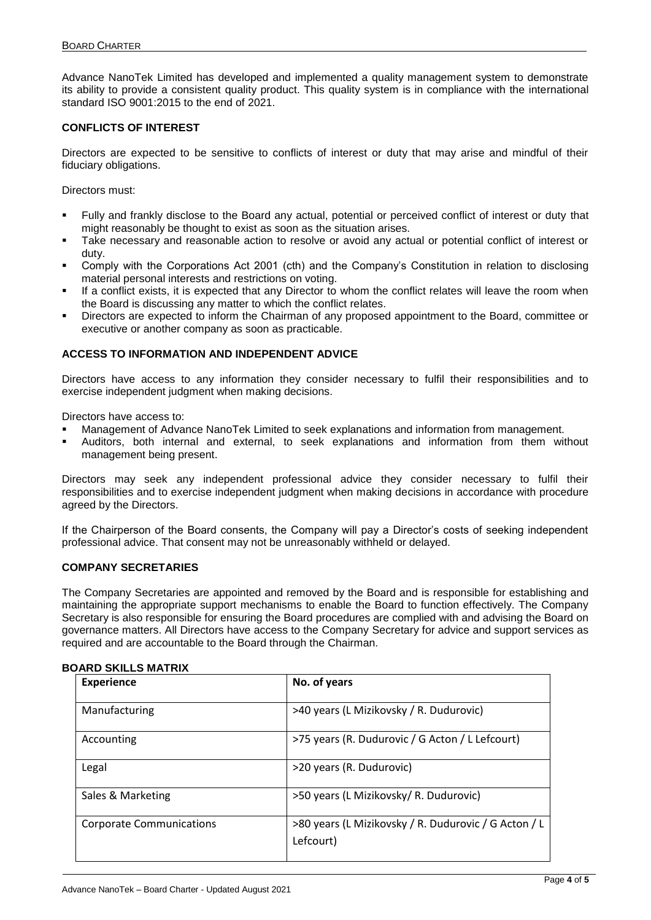Advance NanoTek Limited has developed and implemented a quality management system to demonstrate its ability to provide a consistent quality product. This quality system is in compliance with the international standard ISO 9001:2015 to the end of 2021.

## CONFLICTS OF INTEREST

Directors are expected to be sensitive to conflicts of interest or duty that may arise and mindful of their fiduciary obligations.

Directors must:

- Fully and frankly disclose to the Board any actual, potential or perceived conflict of interest or duty that might reasonably be thought to exist as soon as the situation arises.
- Take necessary and reasonable action to resolve or avoid any actual or potential conflict of interest or duty.
- Comply with the Corporations Act 2001 (cth) and the Company's Constitution in relation to disclosing material personal interests and restrictions on voting.
- If a conflict exists, it is expected that any Director to whom the conflict relates will leave the room when the Board is discussing any matter to which the conflict relates.
- Directors are expected to inform the Chairman of any proposed appointment to the Board, committee or executive or another company as soon as practicable.

## ACCESS TO INFORMATION AND INDEPENDENT ADVICE

Directors have access to any information they consider necessary to fulfil their responsibilities and to exercise independent judgment when making decisions.

Directors have access to:

- Management of Advance NanoTek Limited to seek explanations and information from management.
- Auditors, both internal and external, to seek explanations and information from them without management being present.

Directors may seek any independent professional advice they consider necessary to fulfil their responsibilities and to exercise independent judgment when making decisions in accordance with procedure agreed by the Directors.

If the Chairperson of the Board consents, the Company will pay a Director's costs of seeking independent professional advice. That consent may not be unreasonably withheld or delayed.

## COMPANY SECRETARIES

The Company Secretaries are appointed and removed by the Board and is responsible for establishing and maintaining the appropriate support mechanisms to enable the Board to function effectively. The Company Secretary is also responsible for ensuring the Board procedures are complied with and advising the Board on governance matters. All Directors have access to the Company Secretary for advice and support services as required and are accountable to the Board through the Chairman.

## BOARD SKILLS MATRIX

| Experience | No. of years |
|---|---|
| Manufacturing | >40 years (L Mizikovsky / R. Dudurovic) |
| Accounting | >75 years (R. Dudurovic / G Acton / L Lefcourt) |
| Legal | >20 years (R. Dudurovic) |
| Sales & Marketing | >50 years (L Mizikovsky/ R. Dudurovic) |
| Corporate Communications | >80 years (L Mizikovsky / R. Dudurovic / G Acton / L Lefcourt) |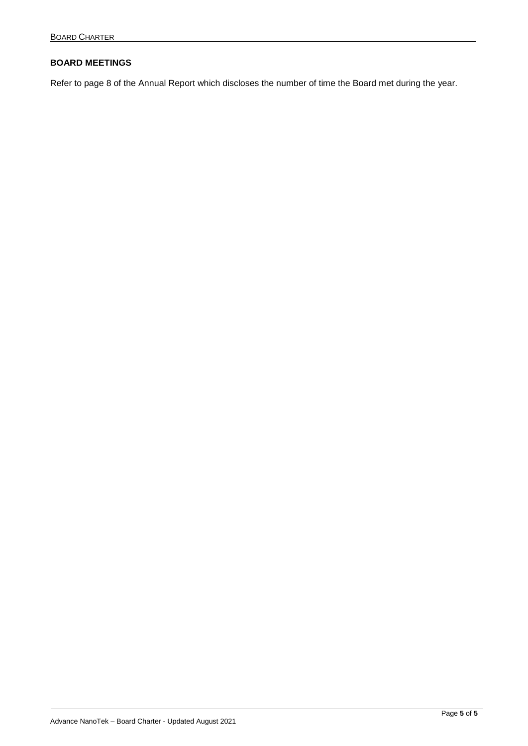## BOARD MEETINGS

Refer to page 8 of the Annual Report which discloses the number of time the Board met during the year.